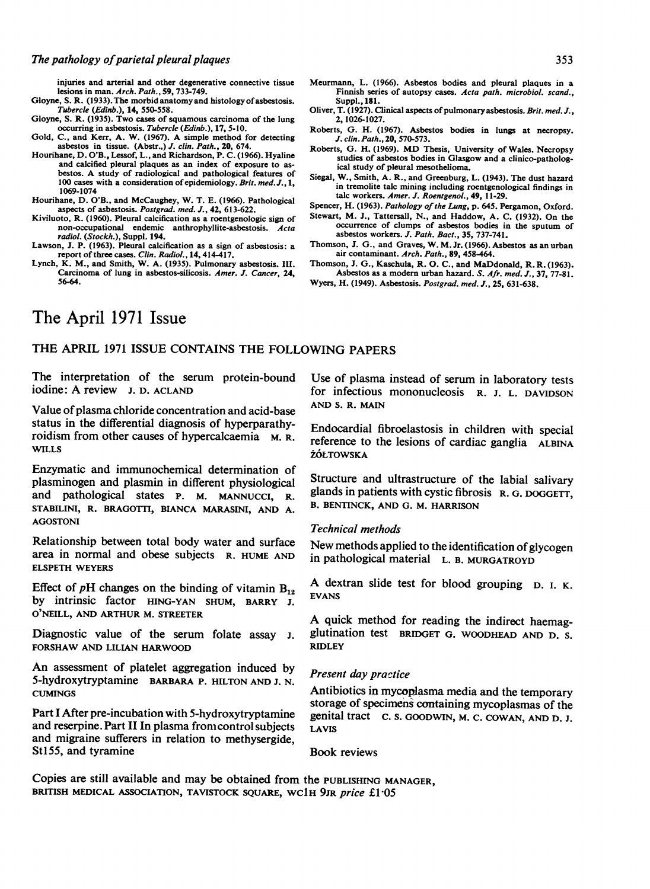injuries and arterial and other degenerative connective tissue lesions in man. *Arch. Path.*, 59, 733-749.

Gloyne, S. R. (1933). The morbid anatomy and histology of asbestosis. *Tubercle (Edinb.)*, 14, 550-558.

Gloyne, S. R. (1935). Two cases of squamous carcinoma of the lung occurring in asbestosis. *Tubercle (Edinb.)*, 17, 5-10.

Gold, C., and Kerr, A. W. (1967). A simple method for detecting asbestos in tissue. (Abstr.,) *J. clin. Path.*, 20, 674.

Hourihane, D. O'B., Lessof, L., and Richardson, P. C. (1966). Hyaline and calcified pleural plaques as an index of exposure to asbestos. A study of radiological and pathological features of 100 cases with a consideration of epidemiology. *Brit. med. J.*, 1, 1069-1074

Hourihane, D. O'B., and McCaughey, W. T. E. (1966). Pathological aspects of asbestosis. *Postgrad. med. J.*, 42, 613-622.

Kiviluoto, R. (1960). Pleural calcification as a roentgenologic sign of non-occupational endemic anthrophyllite-asbestosis. *Acta radiol. (Stockh.)*, Suppl. 194.

Lawson, J. P. (1963). Pleural calcification as a sign of asbestosis: a report of three cases. *Clin. Radiol.*, 14, 414-417.

Lynch, K. M., and Smith, W. A. (1935). Pulmonary asbestosis. III. Carcinoma of lung in asbestos-silicosis. *Amer. J. Cancer*, 24, 56-64.

Meurmann, L. (1966). Asbestos bodies and pleural plaques in a Finnish series of autopsy cases. *Acta path. microbiol. scand.*, Suppl., 181.

Oliver, T. (1927). Clinical aspects of pulmonary asbestosis. *Brit. med. J.*, 2, 1026-1027.

Roberts, G. H. (1967). Asbestos bodies in lungs at necropsy. *J. clin. Path.*, 20, 570-573.

Roberts, G. H. (1969). MD Thesis, University of Wales. Necropsy studies of asbestos bodies in Glasgow and a clinico-pathological study of pleural mesothelioma.

Siegal, W., Smith, A. R., and Greenburg, L. (1943). The dust hazard in tremolite talc mining including roentgenological findings in talc workers. *Amer. J. Roentgenol.*, 49, 11-29.

Spencer, H. (1963). *Pathology of the Lung*, p. 645. Pergamon, Oxford.

Stewart, M. J., Tattersall, N., and Haddow, A. C. (1932). On the occurrence of clumps of asbestos bodies in the sputum of asbestos workers. *J. Path. Bact.*, 35, 737-741.

Thomson, J. G., and Graves, W. M. Jr. (1966). Asbestos as an urban air contaminant. *Arch. Path.*, 89, 458-464.

Thomson, J. G., Kaschula, R. O. C., and MaDdonald, R. R. (1963). Asbestos as a modern urban hazard. *S. Afr. med. J.*, 37, 77-81.

Wyers, H. (1949). Asbestosis. *Postgrad. med. J.*, 25, 631-638.

# The April 1971 Issue

## THE APRIL 1971 ISSUE CONTAINS THE FOLLOWING PAPERS

The interpretation of the serum protein-bound iodine: A review J. D. ACLAND

Value of plasma chloride concentration and acid-base status in the differential diagnosis of hyperparathyroidism from other causes of hypercalcaemia M. R. WILLS

Enzymatic and immunochemical determination of plasminogen and plasmin in different physiological and pathological states P. M. MANNUCCI, R. STABILINI, R. BRAGOTTI, BIANCA MARASINI, AND A. AGOSTONI

Relationship between total body water and surface area in normal and obese subjects R. HUME AND ELSPETH WEYERS

Effect of *p*H changes on the binding of vitamin $B_{12}$ by intrinsic factor HING-YAN SHUM, BARRY J. O'NEILL, AND ARTHUR M. STREETER

Diagnostic value of the serum folate assay J. FORSHAW AND LILIAN HARWOOD

An assessment of platelet aggregation induced by 5-hydroxytryptamine BARBARA P. HILTON AND J. N. CUMINGS

Part I After pre-incubation with 5-hydroxytryptamine and reserpine. Part II In plasma from control subjects and migraine sufferers in relation to methysergide, St155, and tyramine

Use of plasma instead of serum in laboratory tests for infectious mononucleosis R. J. L. DAVIDSON AND S. R. MAIN

Endocardial fibroelastosis in children with special reference to the lesions of cardiac ganglia ALBINA ŻÓŁTOWSKA

Structure and ultrastructure of the labial salivary glands in patients with cystic fibrosis R. G. DOGGETT, B. BENTINCK, AND G. M. HARRISON

### *Technical methods*

New methods applied to the identification of glycogen in pathological material L. B. MURGATROYD

A dextran slide test for blood grouping D. I. K. EVANS

A quick method for reading the indirect haemagglutination test BRIDGET G. WOODHEAD AND D. S. RIDLEY

### *Present day practice*

Antibiotics in mycoplasma media and the temporary storage of specimens containing mycoplasmas of the genital tract C. S. GOODWIN, M. C. COWAN, AND D. J. LAVIS

Book reviews

Copies are still available and may be obtained from the PUBLISHING MANAGER, BRITISH MEDICAL ASSOCIATION, TAVISTOCK SQUARE, WC1H 9JR *price* £1·05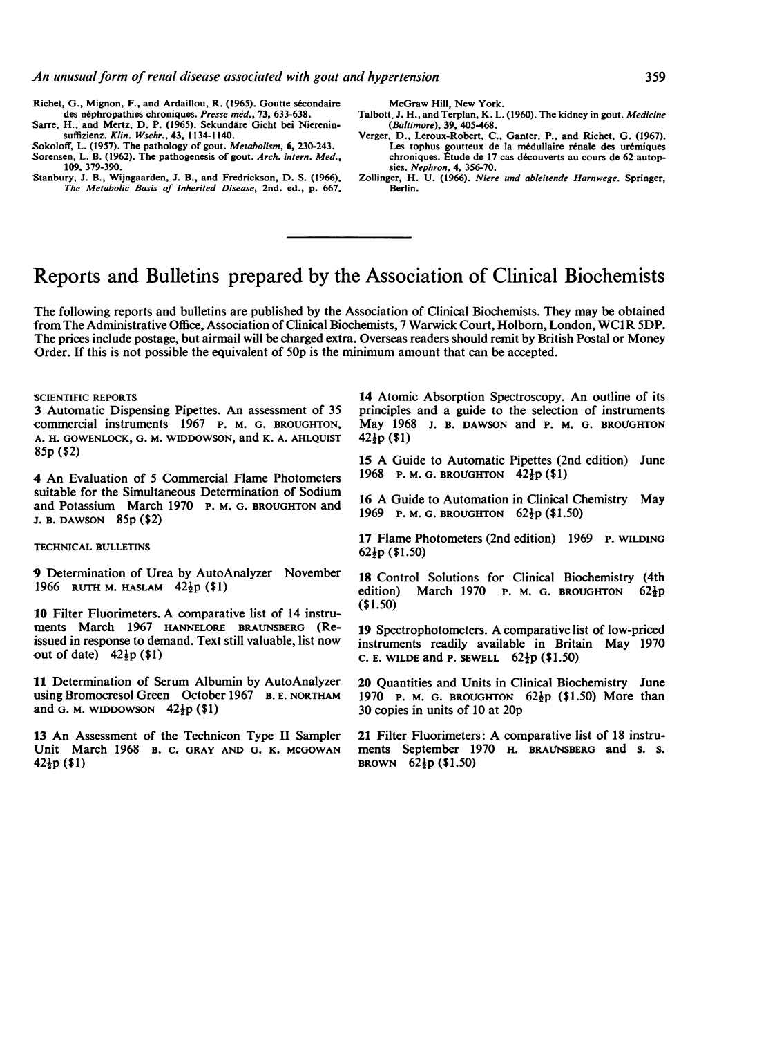Richet, G., Mignon, F., and Ardaillou, R. (1965). Goutte sécondaire des néphropathies chroniques. *Presse méd.*, 73, 633-638.

Sarre, H., and Mertz, D. P. (1965). Sekundäre Gicht bei Niereninsuffizienz. *Klin. Wschr.*, 43, 1134-1140.

Sokoloff, L. (1957). The pathology of gout. *Metabolism*, 6, 230-243.

Sorensen, L. B. (1962). The pathogenesis of gout. *Arch. intern. Med.*, 109, 379-390.

Stanbury, J. B., Wijngaarden, J. B., and Fredrickson, D. S. (1966). *The Metabolic Basis of Inherited Disease*, 2nd. ed., p. 667. McGraw Hill, New York.

Talbott, J. H., and Terplan, K. L. (1960). The kidney in gout. *Medicine (Baltimore)*, 39, 405-468.

Verger, D., Leroux-Robert, C., Ganter, P., and Richet, G. (1967). Les tophus goutteux de la médullaire rénale des urémiques chroniques. Étude de 17 cas découverts au cours de 62 autopsies. *Nephron*, 4, 356-70.

Zollinger, H. U. (1966). *Niere und ableitende Harnwege.* Springer, Berlin.

# Reports and Bulletins prepared by the Association of Clinical Biochemists

The following reports and bulletins are published by the Association of Clinical Biochemists. They may be obtained from The Administrative Office, Association of Clinical Biochemists, 7 Warwick Court, Holborn, London, WC1R 5DP. The prices include postage, but airmail will be charged extra. Overseas readers should remit by British Postal or Money Order. If this is not possible the equivalent of 50p is the minimum amount that can be accepted.

SCIENTIFIC REPORTS

**3** Automatic Dispensing Pipettes. An assessment of 35 commercial instruments 1967 P. M. G. BROUGHTON, A. H. GOWENLOCK, G. M. WIDDOWSON, and K. A. AHLQUIST 85p ($2)

**4** An Evaluation of 5 Commercial Flame Photometers suitable for the Simultaneous Determination of Sodium and Potassium March 1970 P. M. G. BROUGHTON and J. B. DAWSON 85p ($2)

TECHNICAL BULLETINS

**9** Determination of Urea by AutoAnalyzer November 1966 RUTH M. HASLAM 42½p ($1)

**10** Filter Fluorimeters. A comparative list of 14 instruments March 1967 HANNELORE BRAUNSBERG (Reissued in response to demand. Text still valuable, list now out of date) 42½p ($1)

**11** Determination of Serum Albumin by AutoAnalyzer using Bromocresol Green October 1967 B. E. NORTHAM and G. M. WIDDOWSON 42½p ($1)

**13** An Assessment of the Technicon Type II Sampler Unit March 1968 B. C. GRAY AND G. K. MCGOWAN 42½p ($1)

**14** Atomic Absorption Spectroscopy. An outline of its principles and a guide to the selection of instruments May 1968 J. B. DAWSON and P. M. G. BROUGHTON 42½p ($1)

**15** A Guide to Automatic Pipettes (2nd edition) June 1968 P. M. G. BROUGHTON 42½p ($1)

**16** A Guide to Automation in Clinical Chemistry May 1969 P. M. G. BROUGHTON 62½p ($1.50)

**17** Flame Photometers (2nd edition) 1969 P. WILDING 62½p ($1.50)

**18** Control Solutions for Clinical Biochemistry (4th edition) March 1970 P. M. G. BROUGHTON 62½p ($1.50)

**19** Spectrophotometers. A comparative list of low-priced instruments readily available in Britain May 1970 C. E. WILDE and P. SEWELL 62½p ($1.50)

**20** Quantities and Units in Clinical Biochemistry June 1970 P. M. G. BROUGHTON 62½p ($1.50) More than 30 copies in units of 10 at 20p

**21** Filter Fluorimeters: A comparative list of 18 instruments September 1970 H. BRAUNSBERG and S. S. BROWN 62½p ($1.50)